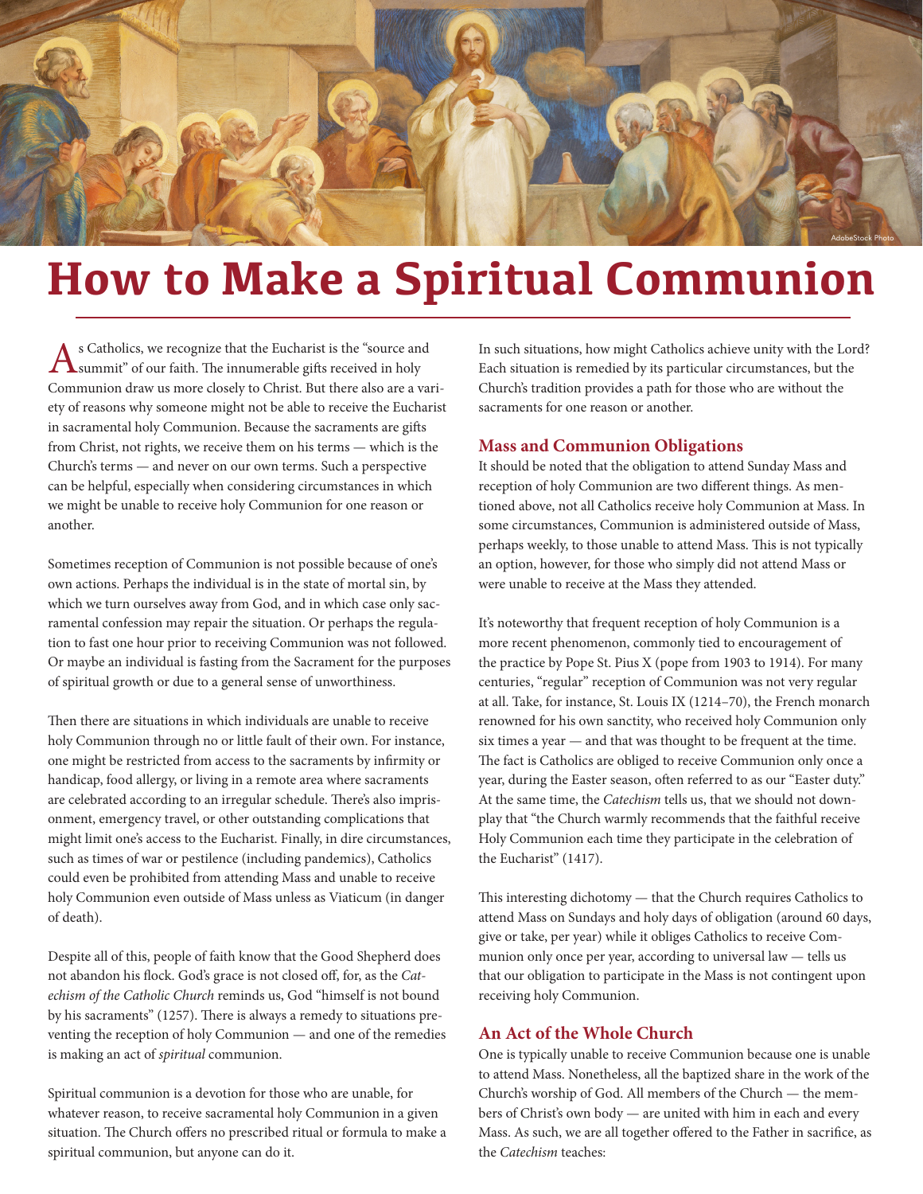# How to Make a Spiritual Communion

As Catholics, we recognize that the Eucharist is the "source and summit" of our faith. The innumerable gifts received in holy Communion draw us more closely to Christ. But there also are a variety of reasons why someone might not be able to receive the Eucharist in sacramental holy Communion. Because the sacraments are gifts from Christ, not rights, we receive them on his terms — which is the Church's terms — and never on our own terms. Such a perspective can be helpful, especially when considering circumstances in which we might be unable to receive holy Communion for one reason or another.

Sometimes reception of Communion is not possible because of one's own actions. Perhaps the individual is in the state of mortal sin, by which we turn ourselves away from God, and in which case only sacramental confession may repair the situation. Or perhaps the regulation to fast one hour prior to receiving Communion was not followed. Or maybe an individual is fasting from the Sacrament for the purposes of spiritual growth or due to a general sense of unworthiness.

Then there are situations in which individuals are unable to receive holy Communion through no or little fault of their own. For instance, one might be restricted from access to the sacraments by infirmity or handicap, food allergy, or living in a remote area where sacraments are celebrated according to an irregular schedule. There's also imprisonment, emergency travel, or other outstanding complications that might limit one's access to the Eucharist. Finally, in dire circumstances, such as times of war or pestilence (including pandemics), Catholics could even be prohibited from attending Mass and unable to receive holy Communion even outside of Mass unless as Viaticum (in danger of death).

Despite all of this, people of faith know that the Good Shepherd does not abandon his flock. God's grace is not closed off, for, as the *Catechism of the Catholic Church* reminds us, God "himself is not bound by his sacraments" (1257). There is always a remedy to situations preventing the reception of holy Communion — and one of the remedies is making an act of *spiritual* communion.

Spiritual communion is a devotion for those who are unable, for whatever reason, to receive sacramental holy Communion in a given situation. The Church offers no prescribed ritual or formula to make a spiritual communion, but anyone can do it.

In such situations, how might Catholics achieve unity with the Lord? Each situation is remedied by its particular circumstances, but the Church's tradition provides a path for those who are without the sacraments for one reason or another.

## Mass and Communion Obligations

It should be noted that the obligation to attend Sunday Mass and reception of holy Communion are two different things. As mentioned above, not all Catholics receive holy Communion at Mass. In some circumstances, Communion is administered outside of Mass, perhaps weekly, to those unable to attend Mass. This is not typically an option, however, for those who simply did not attend Mass or were unable to receive at the Mass they attended.

It's noteworthy that frequent reception of holy Communion is a more recent phenomenon, commonly tied to encouragement of the practice by Pope St. Pius X (pope from 1903 to 1914). For many centuries, "regular" reception of Communion was not very regular at all. Take, for instance, St. Louis IX (1214–70), the French monarch renowned for his own sanctity, who received holy Communion only six times a year — and that was thought to be frequent at the time. The fact is Catholics are obliged to receive Communion only once a year, during the Easter season, often referred to as our "Easter duty." At the same time, the *Catechism* tells us, that we should not downplay that "the Church warmly recommends that the faithful receive Holy Communion each time they participate in the celebration of the Eucharist" (1417).

This interesting dichotomy — that the Church requires Catholics to attend Mass on Sundays and holy days of obligation (around 60 days, give or take, per year) while it obliges Catholics to receive Communion only once per year, according to universal law — tells us that our obligation to participate in the Mass is not contingent upon receiving holy Communion.

## An Act of the Whole Church

One is typically unable to receive Communion because one is unable to attend Mass. Nonetheless, all the baptized share in the work of the Church's worship of God. All members of the Church — the members of Christ's own body — are united with him in each and every Mass. As such, we are all together offered to the Father in sacrifice, as the *Catechism* teaches: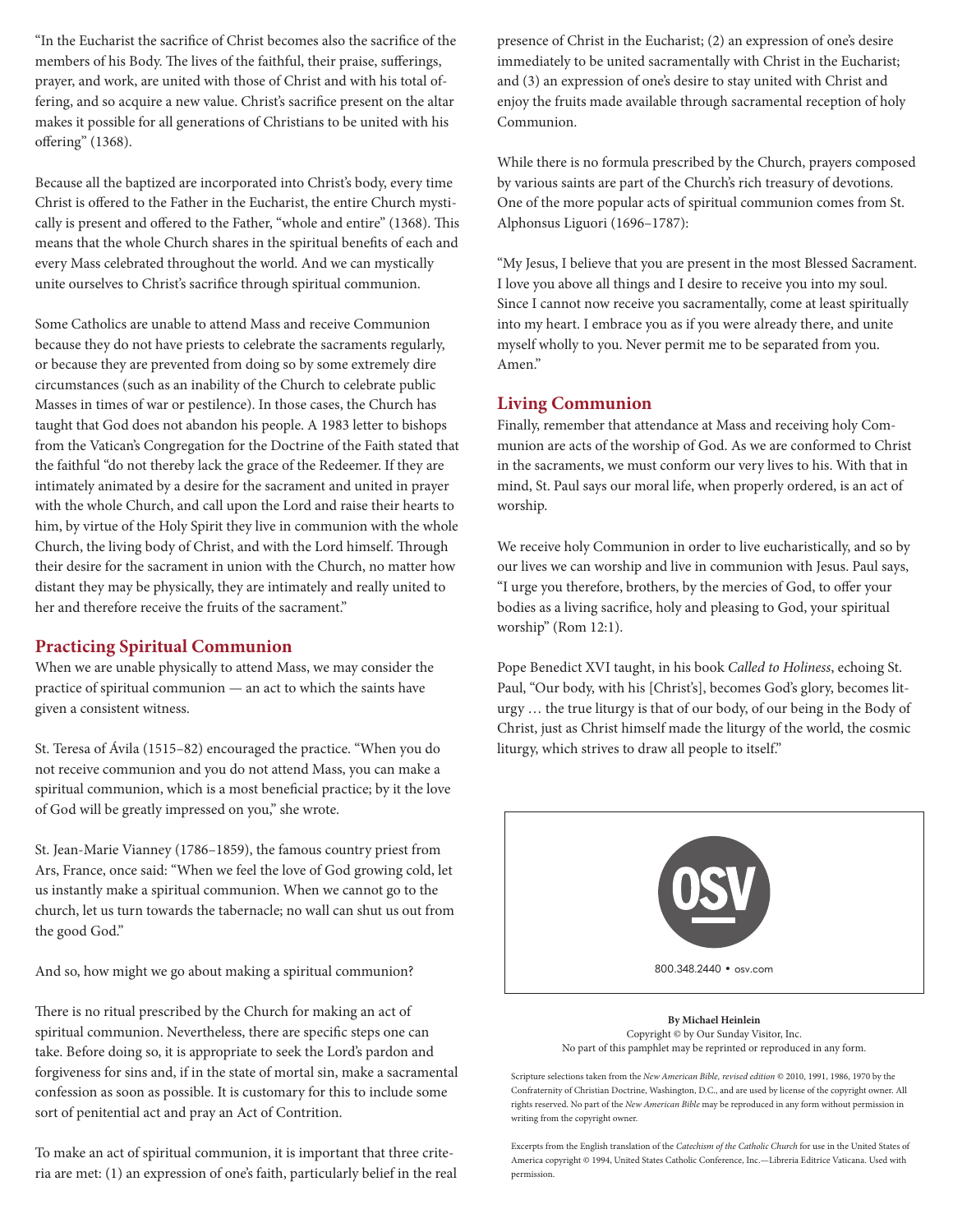"In the Eucharist the sacrifice of Christ becomes also the sacrifice of the members of his Body. The lives of the faithful, their praise, sufferings, prayer, and work, are united with those of Christ and with his total offering, and so acquire a new value. Christ's sacrifice present on the altar makes it possible for all generations of Christians to be united with his offering" (1368).

Because all the baptized are incorporated into Christ's body, every time Christ is offered to the Father in the Eucharist, the entire Church mystically is present and offered to the Father, "whole and entire" (1368). This means that the whole Church shares in the spiritual benefits of each and every Mass celebrated throughout the world. And we can mystically unite ourselves to Christ's sacrifice through spiritual communion.

Some Catholics are unable to attend Mass and receive Communion because they do not have priests to celebrate the sacraments regularly, or because they are prevented from doing so by some extremely dire circumstances (such as an inability of the Church to celebrate public Masses in times of war or pestilence). In those cases, the Church has taught that God does not abandon his people. A 1983 letter to bishops from the Vatican's Congregation for the Doctrine of the Faith stated that the faithful "do not thereby lack the grace of the Redeemer. If they are intimately animated by a desire for the sacrament and united in prayer with the whole Church, and call upon the Lord and raise their hearts to him, by virtue of the Holy Spirit they live in communion with the whole Church, the living body of Christ, and with the Lord himself. Through their desire for the sacrament in union with the Church, no matter how distant they may be physically, they are intimately and really united to her and therefore receive the fruits of the sacrament."

## Practicing Spiritual Communion

When we are unable physically to attend Mass, we may consider the practice of spiritual communion — an act to which the saints have given a consistent witness.

St. Teresa of Ávila (1515–82) encouraged the practice. "When you do not receive communion and you do not attend Mass, you can make a spiritual communion, which is a most beneficial practice; by it the love of God will be greatly impressed on you," she wrote.

St. Jean-Marie Vianney (1786–1859), the famous country priest from Ars, France, once said: "When we feel the love of God growing cold, let us instantly make a spiritual communion. When we cannot go to the church, let us turn towards the tabernacle; no wall can shut us out from the good God."

And so, how might we go about making a spiritual communion?

There is no ritual prescribed by the Church for making an act of spiritual communion. Nevertheless, there are specific steps one can take. Before doing so, it is appropriate to seek the Lord's pardon and forgiveness for sins and, if in the state of mortal sin, make a sacramental confession as soon as possible. It is customary for this to include some sort of penitential act and pray an Act of Contrition.

To make an act of spiritual communion, it is important that three criteria are met: (1) an expression of one's faith, particularly belief in the real presence of Christ in the Eucharist; (2) an expression of one's desire immediately to be united sacramentally with Christ in the Eucharist; and (3) an expression of one's desire to stay united with Christ and enjoy the fruits made available through sacramental reception of holy Communion.

While there is no formula prescribed by the Church, prayers composed by various saints are part of the Church's rich treasury of devotions. One of the more popular acts of spiritual communion comes from St. Alphonsus Liguori (1696–1787):

"My Jesus, I believe that you are present in the most Blessed Sacrament. I love you above all things and I desire to receive you into my soul. Since I cannot now receive you sacramentally, come at least spiritually into my heart. I embrace you as if you were already there, and unite myself wholly to you. Never permit me to be separated from you. Amen."

## Living Communion

Finally, remember that attendance at Mass and receiving holy Communion are acts of the worship of God. As we are conformed to Christ in the sacraments, we must conform our very lives to his. With that in mind, St. Paul says our moral life, when properly ordered, is an act of worship.

We receive holy Communion in order to live eucharistically, and so by our lives we can worship and live in communion with Jesus. Paul says, "I urge you therefore, brothers, by the mercies of God, to offer your bodies as a living sacrifice, holy and pleasing to God, your spiritual worship" (Rom 12:1).

Pope Benedict XVI taught, in his book *Called to Holiness*, echoing St. Paul, "Our body, with his [Christ's], becomes God's glory, becomes liturgy … the true liturgy is that of our body, of our being in the Body of Christ, just as Christ himself made the liturgy of the world, the cosmic liturgy, which strives to draw all people to itself."

OSV

800.348.2440 • osv.com

**By Michael Heinlein**
Copyright © by Our Sunday Visitor, Inc.
No part of this pamphlet may be reprinted or reproduced in any form.

Scripture selections taken from the *New American Bible, revised edition* © 2010, 1991, 1986, 1970 by the Confraternity of Christian Doctrine, Washington, D.C., and are used by license of the copyright owner. All rights reserved. No part of the *New American Bible* may be reproduced in any form without permission in writing from the copyright owner.

Excerpts from the English translation of the *Catechism of the Catholic Church* for use in the United States of America copyright © 1994, United States Catholic Conference, Inc.—Libreria Editrice Vaticana. Used with permission.